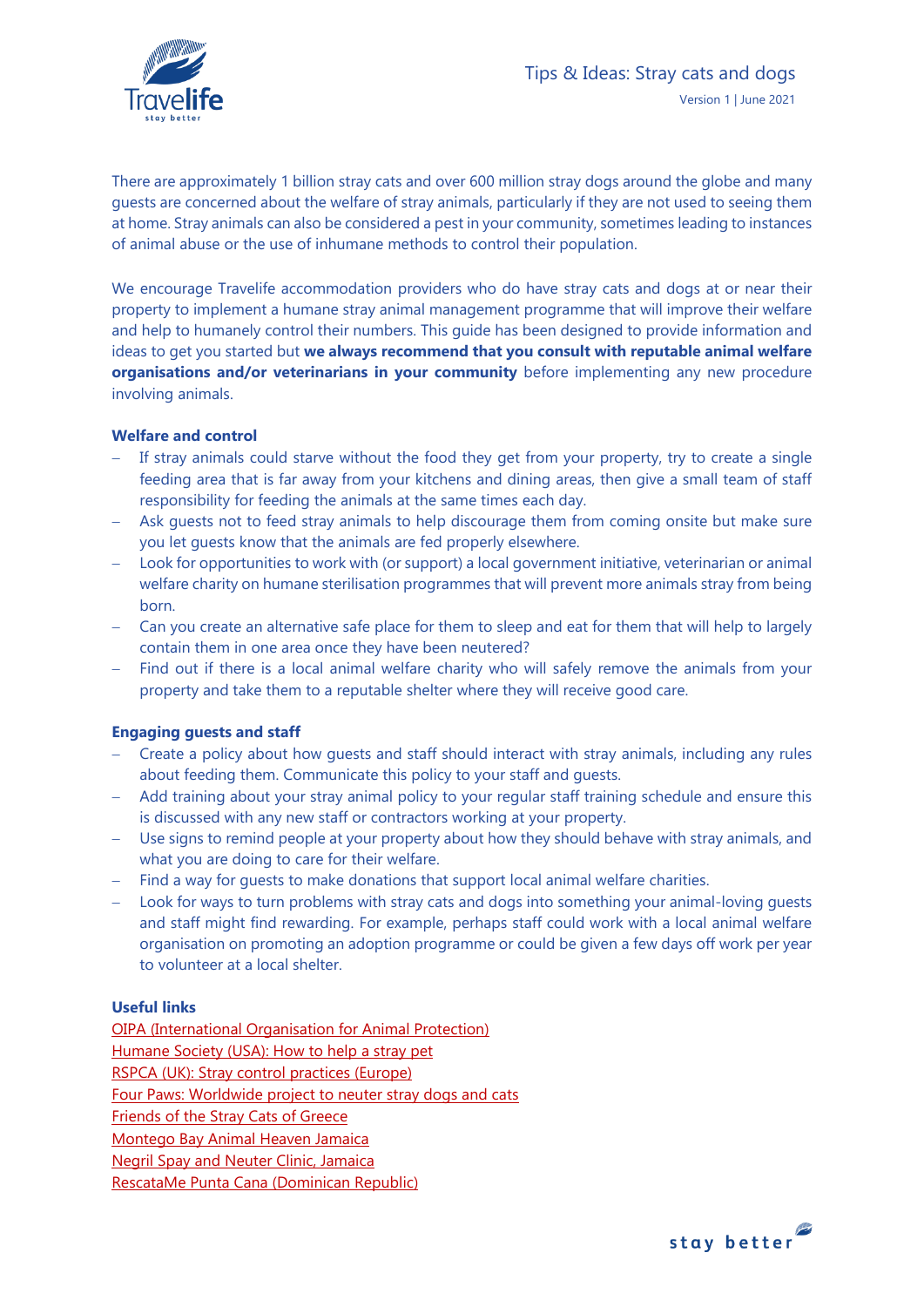# Tips & Ideas: Stray cats and dogs

Version 1 | June 2021

There are approximately 1 billion stray cats and over 600 million stray dogs around the globe and many guests are concerned about the welfare of stray animals, particularly if they are not used to seeing them at home. Stray animals can also be considered a pest in your community, sometimes leading to instances of animal abuse or the use of inhumane methods to control their population.

We encourage Travelife accommodation providers who do have stray cats and dogs at or near their property to implement a humane stray animal management programme that will improve their welfare and help to humanely control their numbers. This guide has been designed to provide information and ideas to get you started but **we always recommend that you consult with reputable animal welfare organisations and/or veterinarians in your community** before implementing any new procedure involving animals.

**Welfare and control**

- If stray animals could starve without the food they get from your property, try to create a single feeding area that is far away from your kitchens and dining areas, then give a small team of staff responsibility for feeding the animals at the same times each day.
- Ask guests not to feed stray animals to help discourage them from coming onsite but make sure you let guests know that the animals are fed properly elsewhere.
- Look for opportunities to work with (or support) a local government initiative, veterinarian or animal welfare charity on humane sterilisation programmes that will prevent more animals stray from being born.
- Can you create an alternative safe place for them to sleep and eat for them that will help to largely contain them in one area once they have been neutered?
- Find out if there is a local animal welfare charity who will safely remove the animals from your property and take them to a reputable shelter where they will receive good care.

**Engaging guests and staff**

- Create a policy about how guests and staff should interact with stray animals, including any rules about feeding them. Communicate this policy to your staff and guests.
- Add training about your stray animal policy to your regular staff training schedule and ensure this is discussed with any new staff or contractors working at your property.
- Use signs to remind people at your property about how they should behave with stray animals, and what you are doing to care for their welfare.
- Find a way for guests to make donations that support local animal welfare charities.
- Look for ways to turn problems with stray cats and dogs into something your animal-loving guests and staff might find rewarding. For example, perhaps staff could work with a local animal welfare organisation on promoting an adoption programme or could be given a few days off work per year to volunteer at a local shelter.

**Useful links**

OIPA (International Organisation for Animal Protection)
Humane Society (USA): How to help a stray pet
RSPCA (UK): Stray control practices (Europe)
Four Paws: Worldwide project to neuter stray dogs and cats
Friends of the Stray Cats of Greece
Montego Bay Animal Heaven Jamaica
Negril Spay and Neuter Clinic, Jamaica
RescataMe Punta Cana (Dominican Republic)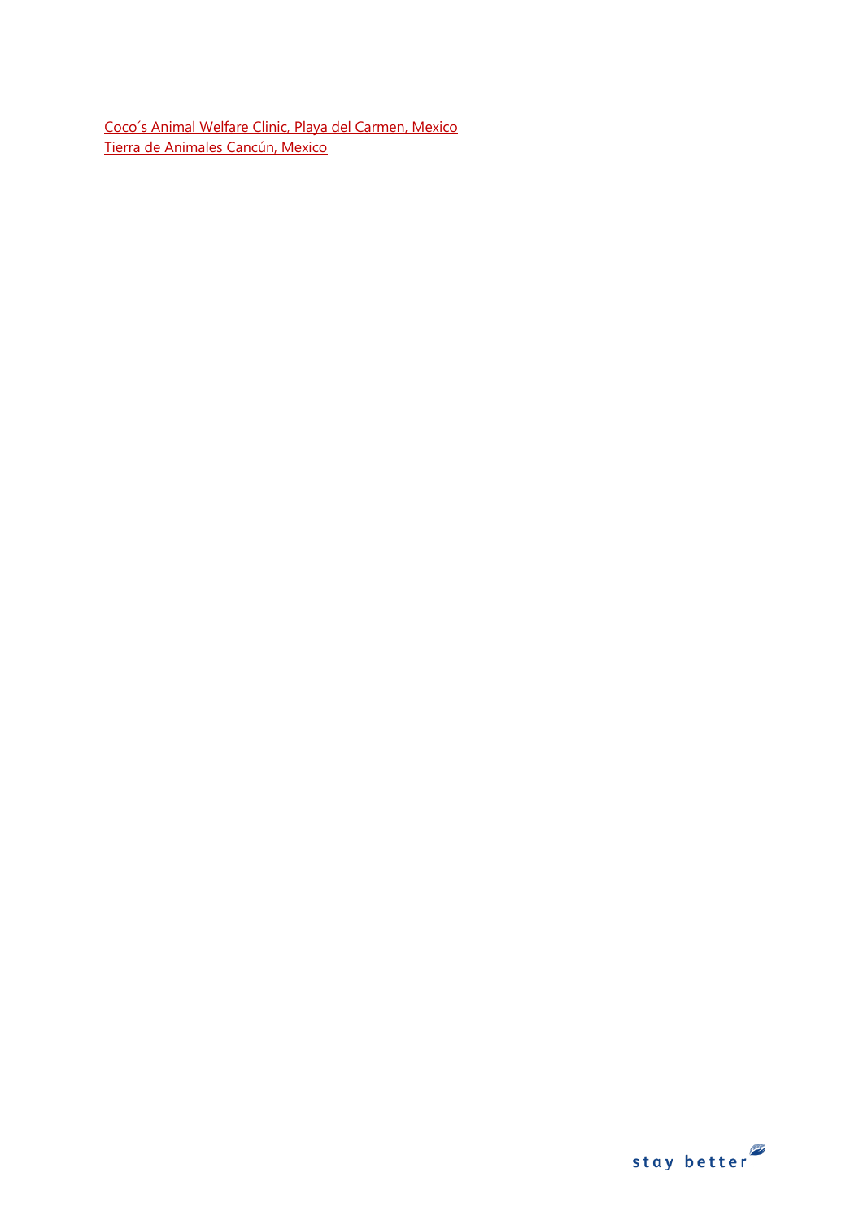Coco´s Animal Welfare Clinic, Playa del Carmen, Mexico
Tierra de Animales Cancún, Mexico